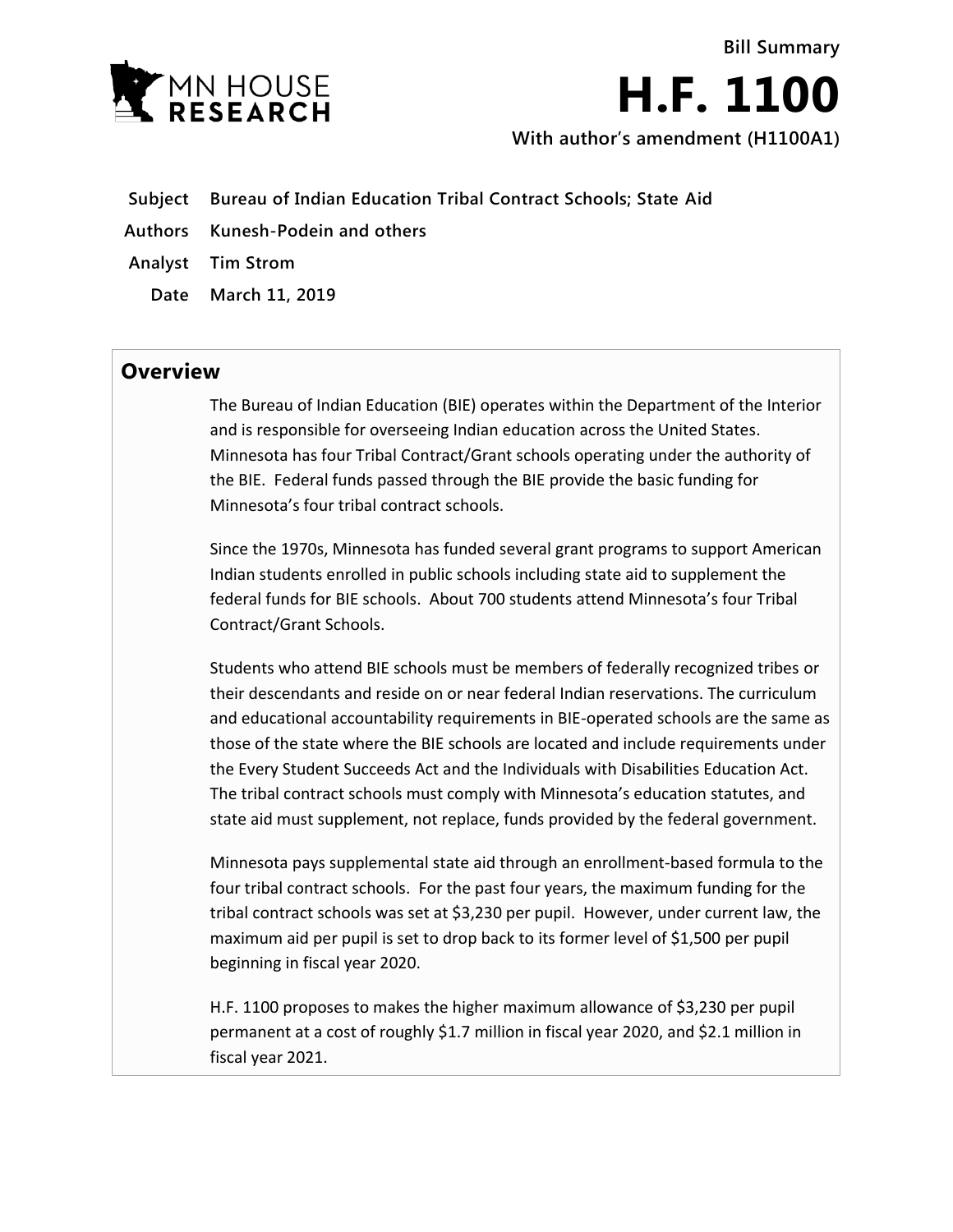Bill Summary

# H.F. 1100

**With author's amendment (H1100A1)**

| | |
|---|---|
| **Subject** | **Bureau of Indian Education Tribal Contract Schools; State Aid** |
| **Authors** | **Kunesh-Podein and others** |
| **Analyst** | **Tim Strom** |
| **Date** | **March 11, 2019** |

## Overview

The Bureau of Indian Education (BIE) operates within the Department of the Interior and is responsible for overseeing Indian education across the United States. Minnesota has four Tribal Contract/Grant schools operating under the authority of the BIE. Federal funds passed through the BIE provide the basic funding for Minnesota's four tribal contract schools.

Since the 1970s, Minnesota has funded several grant programs to support American Indian students enrolled in public schools including state aid to supplement the federal funds for BIE schools. About 700 students attend Minnesota's four Tribal Contract/Grant Schools.

Students who attend BIE schools must be members of federally recognized tribes or their descendants and reside on or near federal Indian reservations. The curriculum and educational accountability requirements in BIE-operated schools are the same as those of the state where the BIE schools are located and include requirements under the Every Student Succeeds Act and the Individuals with Disabilities Education Act. The tribal contract schools must comply with Minnesota's education statutes, and state aid must supplement, not replace, funds provided by the federal government.

Minnesota pays supplemental state aid through an enrollment-based formula to the four tribal contract schools. For the past four years, the maximum funding for the tribal contract schools was set at $3,230 per pupil. However, under current law, the maximum aid per pupil is set to drop back to its former level of $1,500 per pupil beginning in fiscal year 2020.

H.F. 1100 proposes to makes the higher maximum allowance of $3,230 per pupil permanent at a cost of roughly $1.7 million in fiscal year 2020, and $2.1 million in fiscal year 2021.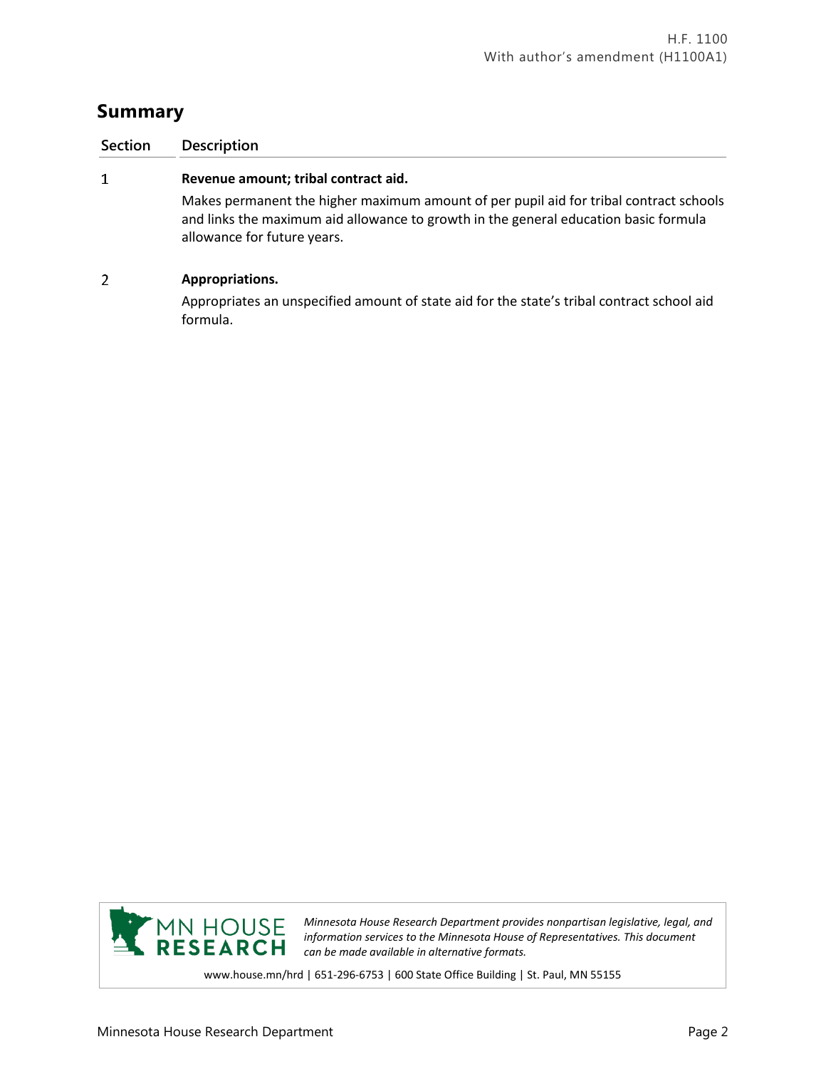## Summary

| Section | Description |
|---|---|
| 1 | **Revenue amount; tribal contract aid.** Makes permanent the higher maximum amount of per pupil aid for tribal contract schools and links the maximum aid allowance to growth in the general education basic formula allowance for future years. |
| 2 | **Appropriations.** Appropriates an unspecified amount of state aid for the state's tribal contract school aid formula. |

*Minnesota House Research Department provides nonpartisan legislative, legal, and information services to the Minnesota House of Representatives. This document can be made available in alternative formats.*

www.house.mn/hrd | 651-296-6753 | 600 State Office Building | St. Paul, MN 55155